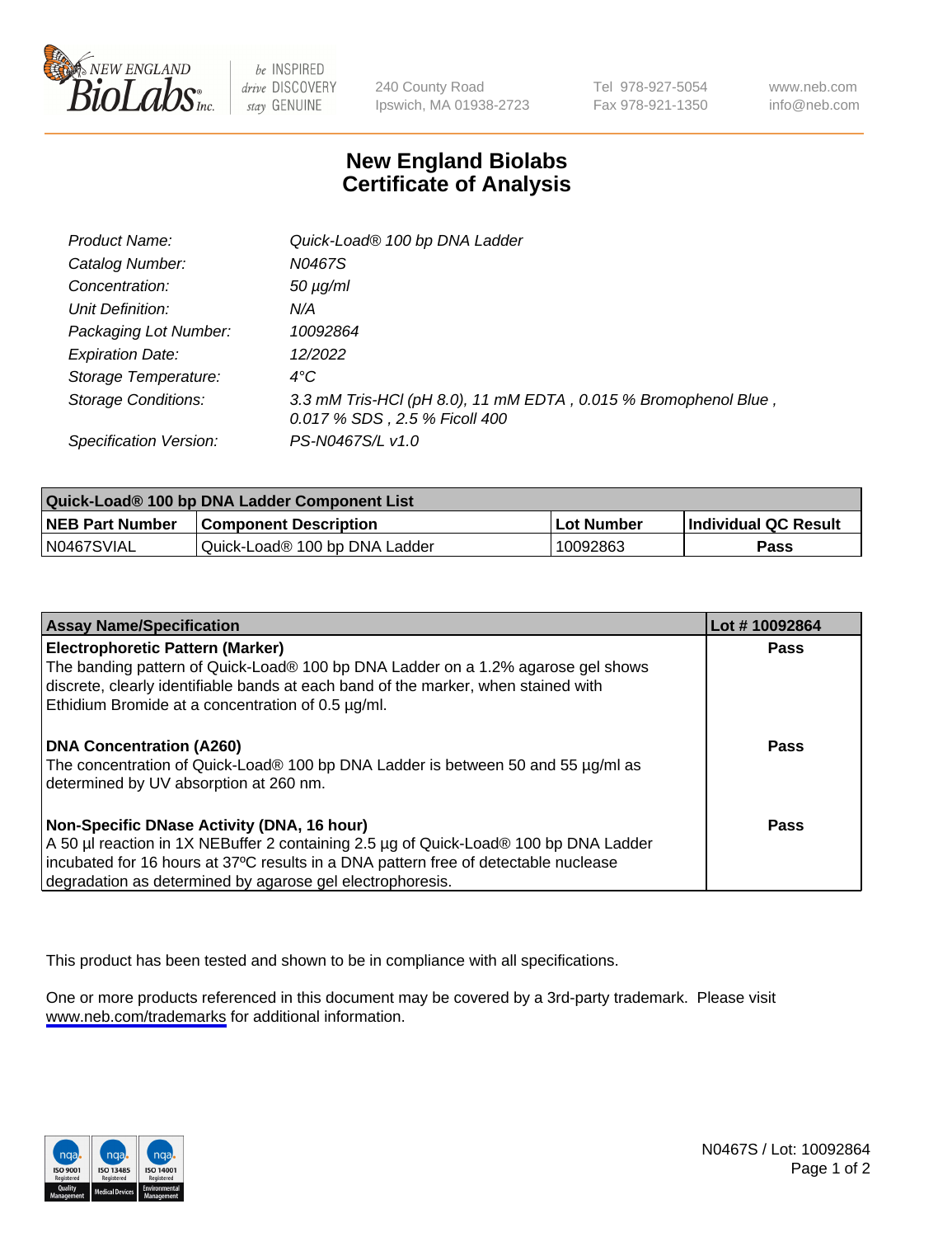# New England Biolabs
# Certificate of Analysis

| | |
|---|---|
| *Product Name:* | *Quick-Load® 100 bp DNA Ladder* |
| *Catalog Number:* | *N0467S* |
| *Concentration:* | *50 µg/ml* |
| *Unit Definition:* | *N/A* |
| *Packaging Lot Number:* | *10092864* |
| *Expiration Date:* | *12/2022* |
| *Storage Temperature:* | *4°C* |
| *Storage Conditions:* | *3.3 mM Tris-HCl (pH 8.0), 11 mM EDTA , 0.015 % Bromophenol Blue , 0.017 % SDS , 2.5 % Ficoll 400* |
| *Specification Version:* | *PS-N0467S/L v1.0* |

| Quick-Load® 100 bp DNA Ladder Component List | | | |
|---|---|---|---|
| **NEB Part Number** | **Component Description** | **Lot Number** | **Individual QC Result** |
| N0467SVIAL | Quick-Load® 100 bp DNA Ladder | 10092863 | **Pass** |

| Assay Name/Specification | Lot # 10092864 |
|---|---|
| **Electrophoretic Pattern (Marker)**<br>The banding pattern of Quick-Load® 100 bp DNA Ladder on a 1.2% agarose gel shows discrete, clearly identifiable bands at each band of the marker, when stained with Ethidium Bromide at a concentration of 0.5 µg/ml. | **Pass** |
| **DNA Concentration (A260)**<br>The concentration of Quick-Load® 100 bp DNA Ladder is between 50 and 55 µg/ml as determined by UV absorption at 260 nm. | **Pass** |
| **Non-Specific DNase Activity (DNA, 16 hour)**<br>A 50 µl reaction in 1X NEBuffer 2 containing 2.5 µg of Quick-Load® 100 bp DNA Ladder incubated for 16 hours at 37ºC results in a DNA pattern free of detectable nuclease degradation as determined by agarose gel electrophoresis. | **Pass** |

This product has been tested and shown to be in compliance with all specifications.

One or more products referenced in this document may be covered by a 3rd-party trademark. Please visit www.neb.com/trademarks for additional information.

N0467S / Lot: 10092864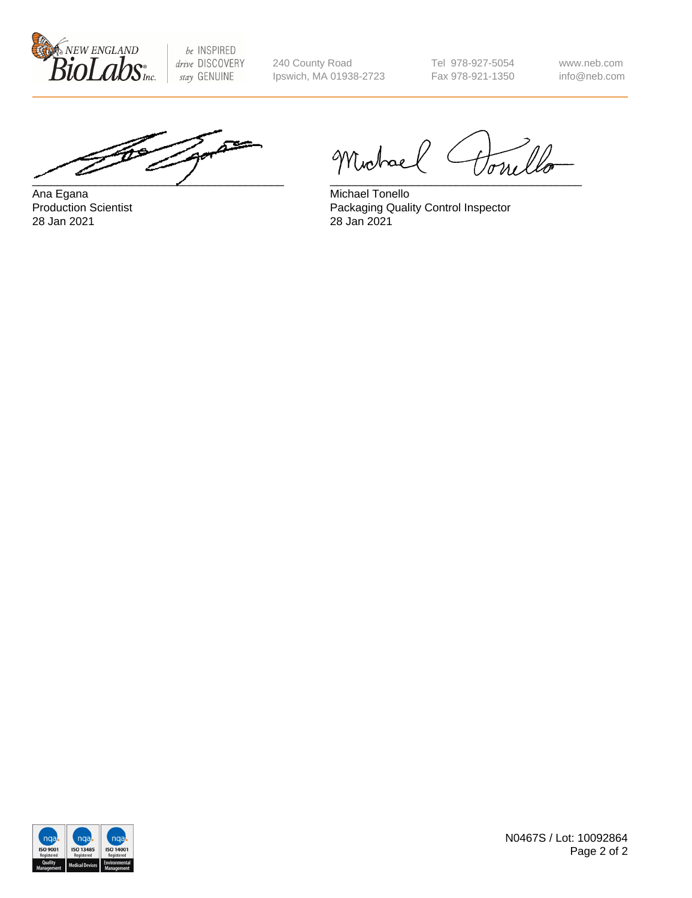Ana Egana
Production Scientist
28 Jan 2021

Michael Tonello
Packaging Quality Control Inspector
28 Jan 2021

N0467S / Lot: 10092864